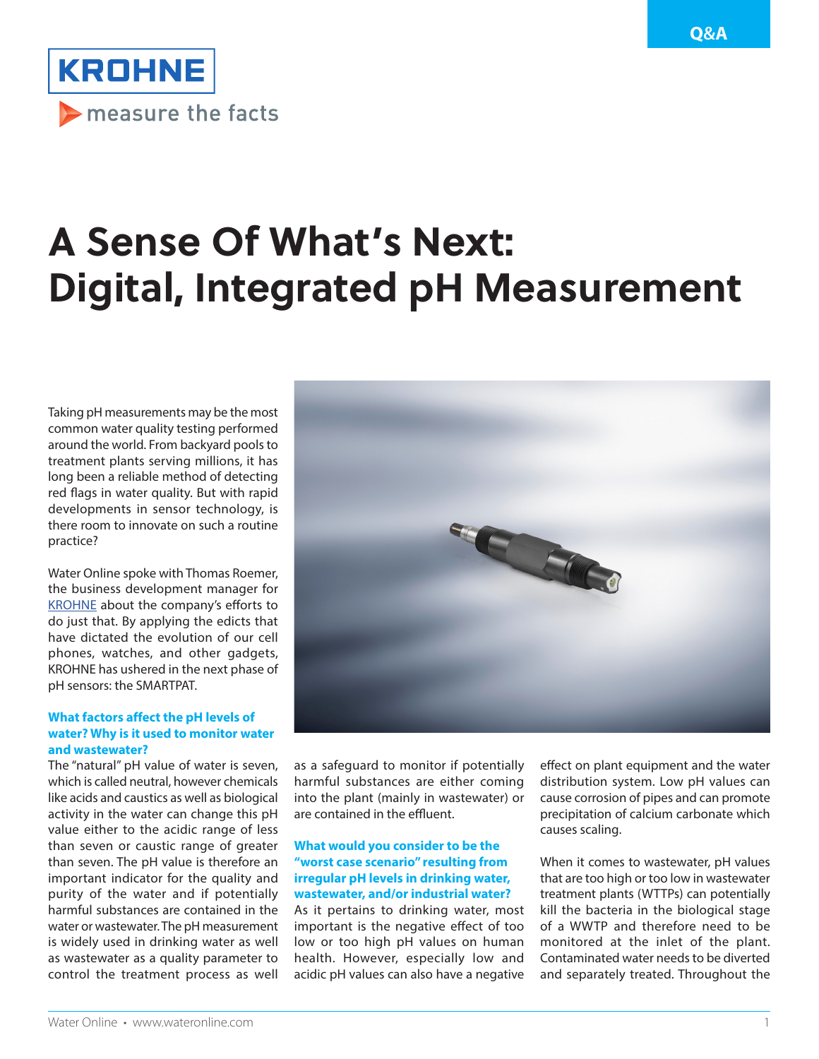Q&A

KROHNE

measure the facts

# A Sense Of What's Next: Digital, Integrated pH Measurement

Taking pH measurements may be the most common water quality testing performed around the world. From backyard pools to treatment plants serving millions, it has long been a reliable method of detecting red flags in water quality. But with rapid developments in sensor technology, is there room to innovate on such a routine practice?

Water Online spoke with Thomas Roemer, the business development manager for KROHNE about the company's efforts to do just that. By applying the edicts that have dictated the evolution of our cell phones, watches, and other gadgets, KROHNE has ushered in the next phase of pH sensors: the SMARTPAT.

### What factors affect the pH levels of water? Why is it used to monitor water and wastewater?

The "natural" pH value of water is seven, which is called neutral, however chemicals like acids and caustics as well as biological activity in the water can change this pH value either to the acidic range of less than seven or caustic range of greater than seven. The pH value is therefore an important indicator for the quality and purity of the water and if potentially harmful substances are contained in the water or wastewater. The pH measurement is widely used in drinking water as well as wastewater as a quality parameter to control the treatment process as well as a safeguard to monitor if potentially harmful substances are either coming into the plant (mainly in wastewater) or are contained in the effluent.

### What would you consider to be the "worst case scenario" resulting from irregular pH levels in drinking water, wastewater, and/or industrial water?

As it pertains to drinking water, most important is the negative effect of too low or too high pH values on human health. However, especially low and acidic pH values can also have a negative effect on plant equipment and the water distribution system. Low pH values can cause corrosion of pipes and can promote precipitation of calcium carbonate which causes scaling.

When it comes to wastewater, pH values that are too high or too low in wastewater treatment plants (WTTPs) can potentially kill the bacteria in the biological stage of a WWTP and therefore need to be monitored at the inlet of the plant. Contaminated water needs to be diverted and separately treated. Throughout the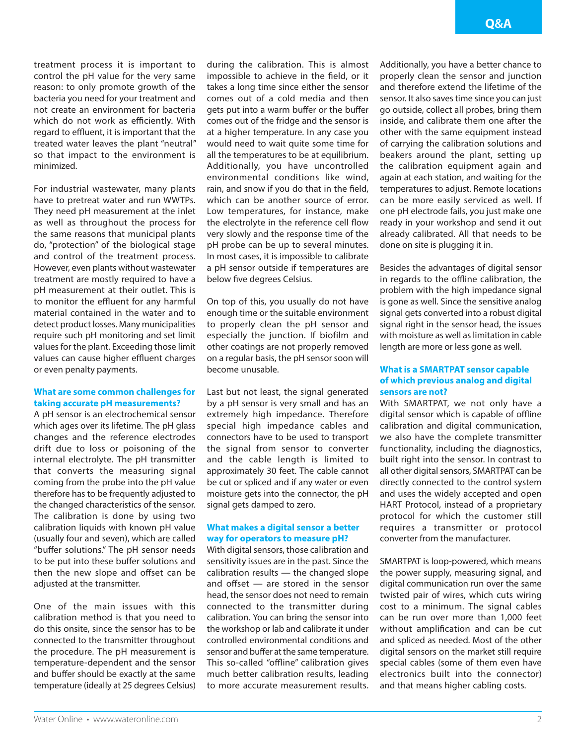treatment process it is important to control the pH value for the very same reason: to only promote growth of the bacteria you need for your treatment and not create an environment for bacteria which do not work as efficiently. With regard to effluent, it is important that the treated water leaves the plant "neutral" so that impact to the environment is minimized.

For industrial wastewater, many plants have to pretreat water and run WWTPs. They need pH measurement at the inlet as well as throughout the process for the same reasons that municipal plants do, "protection" of the biological stage and control of the treatment process. However, even plants without wastewater treatment are mostly required to have a pH measurement at their outlet. This is to monitor the effluent for any harmful material contained in the water and to detect product losses. Many municipalities require such pH monitoring and set limit values for the plant. Exceeding those limit values can cause higher effluent charges or even penalty payments.

### What are some common challenges for taking accurate pH measurements?

A pH sensor is an electrochemical sensor which ages over its lifetime. The pH glass changes and the reference electrodes drift due to loss or poisoning of the internal electrolyte. The pH transmitter that converts the measuring signal coming from the probe into the pH value therefore has to be frequently adjusted to the changed characteristics of the sensor. The calibration is done by using two calibration liquids with known pH value (usually four and seven), which are called "buffer solutions." The pH sensor needs to be put into these buffer solutions and then the new slope and offset can be adjusted at the transmitter.

One of the main issues with this calibration method is that you need to do this onsite, since the sensor has to be connected to the transmitter throughout the procedure. The pH measurement is temperature-dependent and the sensor and buffer should be exactly at the same temperature (ideally at 25 degrees Celsius) during the calibration. This is almost impossible to achieve in the field, or it takes a long time since either the sensor comes out of a cold media and then gets put into a warm buffer or the buffer comes out of the fridge and the sensor is at a higher temperature. In any case you would need to wait quite some time for all the temperatures to be at equilibrium. Additionally, you have uncontrolled environmental conditions like wind, rain, and snow if you do that in the field, which can be another source of error. Low temperatures, for instance, make the electrolyte in the reference cell flow very slowly and the response time of the pH probe can be up to several minutes. In most cases, it is impossible to calibrate a pH sensor outside if temperatures are below five degrees Celsius.

On top of this, you usually do not have enough time or the suitable environment to properly clean the pH sensor and especially the junction. If biofilm and other coatings are not properly removed on a regular basis, the pH sensor soon will become unusable.

Last but not least, the signal generated by a pH sensor is very small and has an extremely high impedance. Therefore special high impedance cables and connectors have to be used to transport the signal from sensor to converter and the cable length is limited to approximately 30 feet. The cable cannot be cut or spliced and if any water or even moisture gets into the connector, the pH signal gets damped to zero.

### What makes a digital sensor a better way for operators to measure pH?

With digital sensors, those calibration and sensitivity issues are in the past. Since the calibration results — the changed slope and offset — are stored in the sensor head, the sensor does not need to remain connected to the transmitter during calibration. You can bring the sensor into the workshop or lab and calibrate it under controlled environmental conditions and sensor and buffer at the same temperature. This so-called "offline" calibration gives much better calibration results, leading to more accurate measurement results. Additionally, you have a better chance to properly clean the sensor and junction and therefore extend the lifetime of the sensor. It also saves time since you can just go outside, collect all probes, bring them inside, and calibrate them one after the other with the same equipment instead of carrying the calibration solutions and beakers around the plant, setting up the calibration equipment again and again at each station, and waiting for the temperatures to adjust. Remote locations can be more easily serviced as well. If one pH electrode fails, you just make one ready in your workshop and send it out already calibrated. All that needs to be done on site is plugging it in.

Besides the advantages of digital sensor in regards to the offline calibration, the problem with the high impedance signal is gone as well. Since the sensitive analog signal gets converted into a robust digital signal right in the sensor head, the issues with moisture as well as limitation in cable length are more or less gone as well.

### What is a SMARTPAT sensor capable of which previous analog and digital sensors are not?

With SMARTPAT, we not only have a digital sensor which is capable of offline calibration and digital communication, we also have the complete transmitter functionality, including the diagnostics, built right into the sensor. In contrast to all other digital sensors, SMARTPAT can be directly connected to the control system and uses the widely accepted and open HART Protocol, instead of a proprietary protocol for which the customer still requires a transmitter or protocol converter from the manufacturer.

SMARTPAT is loop-powered, which means the power supply, measuring signal, and digital communication run over the same twisted pair of wires, which cuts wiring cost to a minimum. The signal cables can be run over more than 1,000 feet without amplification and can be cut and spliced as needed. Most of the other digital sensors on the market still require special cables (some of them even have electronics built into the connector) and that means higher cabling costs.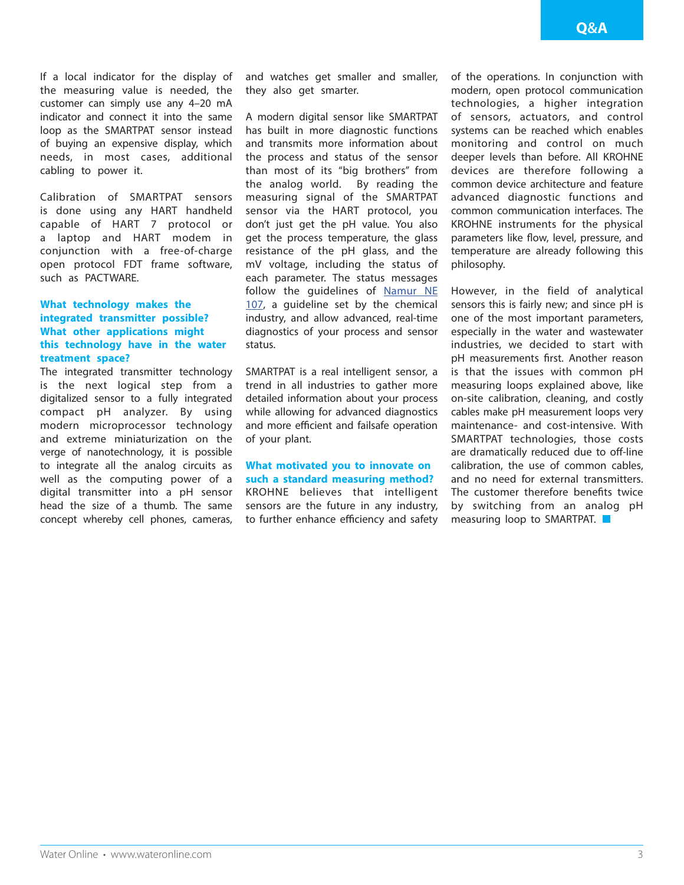If a local indicator for the display of the measuring value is needed, the customer can simply use any 4–20 mA indicator and connect it into the same loop as the SMARTPAT sensor instead of buying an expensive display, which needs, in most cases, additional cabling to power it.

Calibration of SMARTPAT sensors is done using any HART handheld capable of HART 7 protocol or a laptop and HART modem in conjunction with a free-of-charge open protocol FDT frame software, such as PACTWARE.

**What technology makes the integrated transmitter possible? What other applications might this technology have in the water treatment space?**

The integrated transmitter technology is the next logical step from a digitalized sensor to a fully integrated compact pH analyzer. By using modern microprocessor technology and extreme miniaturization on the verge of nanotechnology, it is possible to integrate all the analog circuits as well as the computing power of a digital transmitter into a pH sensor head the size of a thumb. The same concept whereby cell phones, cameras, and watches get smaller and smaller, they also get smarter.

A modern digital sensor like SMARTPAT has built in more diagnostic functions and transmits more information about the process and status of the sensor than most of its "big brothers" from the analog world. By reading the measuring signal of the SMARTPAT sensor via the HART protocol, you don't just get the pH value. You also get the process temperature, the glass resistance of the pH glass, and the mV voltage, including the status of each parameter. The status messages follow the guidelines of Namur NE 107, a guideline set by the chemical industry, and allow advanced, real-time diagnostics of your process and sensor status.

SMARTPAT is a real intelligent sensor, a trend in all industries to gather more detailed information about your process while allowing for advanced diagnostics and more efficient and failsafe operation of your plant.

**What motivated you to innovate on such a standard measuring method?**

KROHNE believes that intelligent sensors are the future in any industry, to further enhance efficiency and safety of the operations. In conjunction with modern, open protocol communication technologies, a higher integration of sensors, actuators, and control systems can be reached which enables monitoring and control on much deeper levels than before. All KROHNE devices are therefore following a common device architecture and feature advanced diagnostic functions and common communication interfaces. The KROHNE instruments for the physical parameters like flow, level, pressure, and temperature are already following this philosophy.

However, in the field of analytical sensors this is fairly new; and since pH is one of the most important parameters, especially in the water and wastewater industries, we decided to start with pH measurements first. Another reason is that the issues with common pH measuring loops explained above, like on-site calibration, cleaning, and costly cables make pH measurement loops very maintenance- and cost-intensive. With SMARTPAT technologies, those costs are dramatically reduced due to off-line calibration, the use of common cables, and no need for external transmitters. The customer therefore benefits twice by switching from an analog pH measuring loop to SMARTPAT. ■